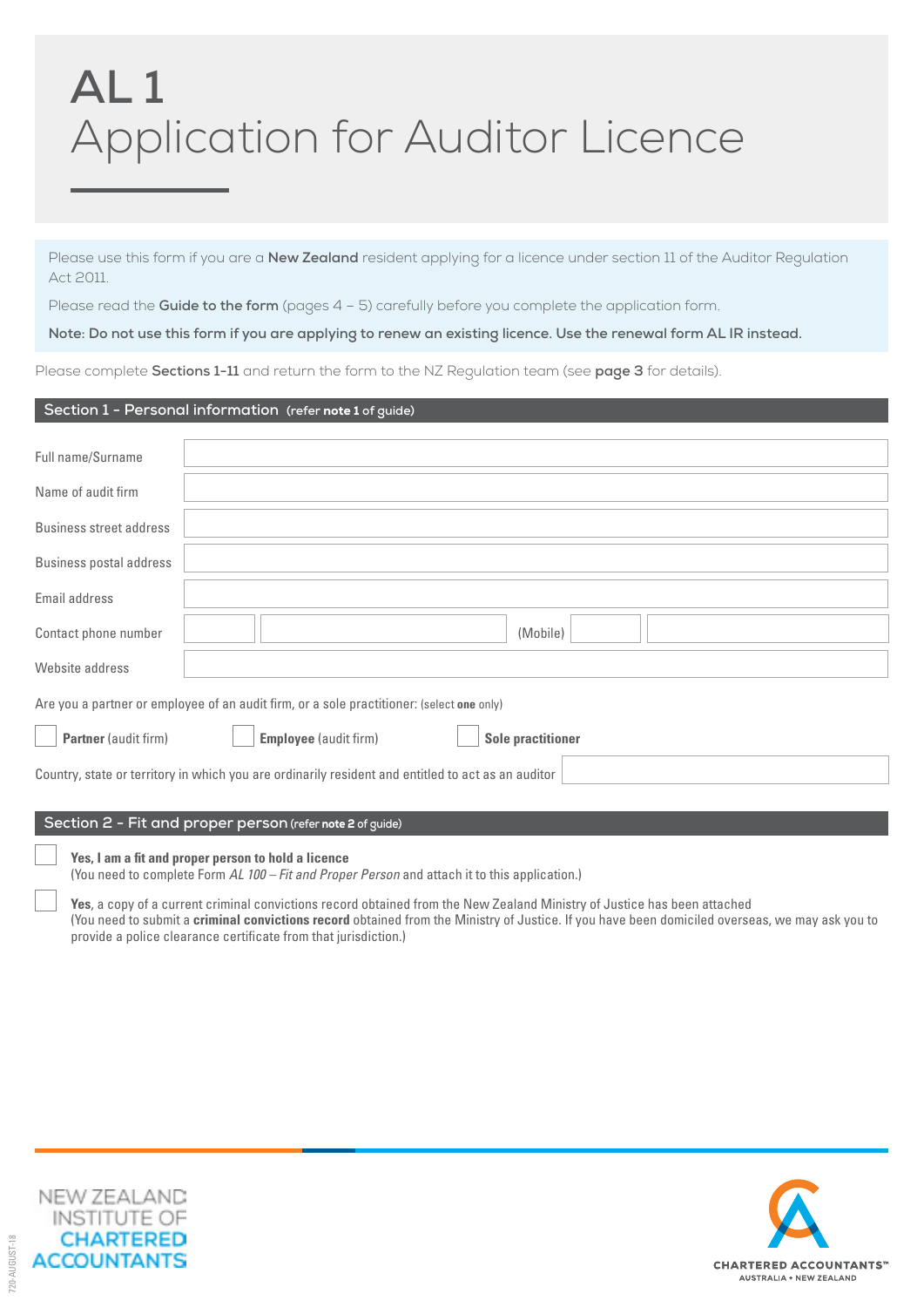# AL 1
## Application for Auditor Licence

Please use this form if you are a **New Zealand** resident applying for a licence under section 11 of the Auditor Regulation Act 2011.

Please read the **Guide to the form** (pages 4 – 5) carefully before you complete the application form.

**Note: Do not use this form if you are applying to renew an existing licence. Use the renewal form AL IR instead.**

Please complete **Sections 1-11** and return the form to the NZ Regulation team (see **page 3** for details).

## Section 1 - Personal information (refer **note 1** of guide)

| | |
|---|---|
| Full name/Surname | |
| Name of audit firm | |
| Business street address | |
| Business postal address | |
| Email address | |
| Contact phone number | (Mobile) |
| Website address | |

Are you a partner or employee of an audit firm, or a sole practitioner: (select **one** only)

- ☐ **Partner** (audit firm)
- ☐ **Employee** (audit firm)
- ☐ **Sole practitioner**

Country, state or territory in which you are ordinarily resident and entitled to act as an auditor

## Section 2 - Fit and proper person (refer **note 2** of guide)

☐ **Yes, I am a fit and proper person to hold a licence**
(You need to complete Form *AL 100 – Fit and Proper Person* and attach it to this application.)

☐ **Yes**, a copy of a current criminal convictions record obtained from the New Zealand Ministry of Justice has been attached
(You need to submit a **criminal convictions record** obtained from the Ministry of Justice. If you have been domiciled overseas, we may ask you to provide a police clearance certificate from that jurisdiction.)

NEW ZEALAND INSTITUTE OF CHARTERED ACCOUNTANTS

CHARTERED ACCOUNTANTS™ AUSTRALIA + NEW ZEALAND

720 AUGUST-18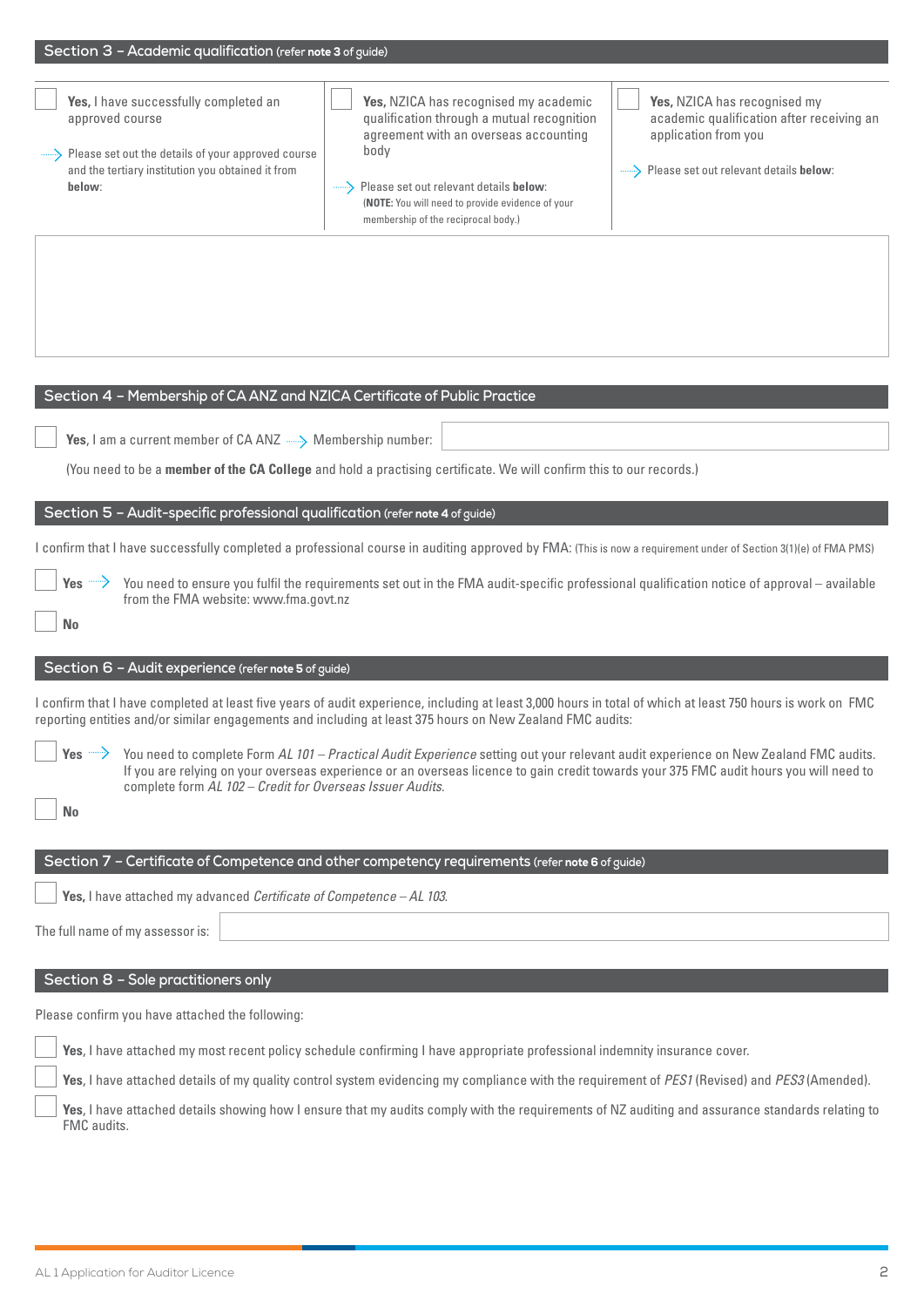## Section 3 – Academic qualification (refer **note 3** of guide)

☐ **Yes,** I have successfully completed an approved course

→ Please set out the details of your approved course and the tertiary institution you obtained it from **below**:

☐ **Yes,** NZICA has recognised my academic qualification through a mutual recognition agreement with an overseas accounting body

→ Please set out relevant details **below**:
(**NOTE:** You will need to provide evidence of your membership of the reciprocal body.)

☐ **Yes,** NZICA has recognised my academic qualification after receiving an application from you

→ Please set out relevant details **below**:

## Section 4 – Membership of CA ANZ and NZICA Certificate of Public Practice

☐ **Yes,** I am a current member of CA ANZ → Membership number:

(You need to be a **member of the CA College** and hold a practising certificate. We will confirm this to our records.)

## Section 5 – Audit-specific professional qualification (refer **note 4** of guide)

I confirm that I have successfully completed a professional course in auditing approved by FMA: (This is now a requirement under of Section 3(1)(e) of FMA PMS)

☐ **Yes** → You need to ensure you fulfil the requirements set out in the FMA audit-specific professional qualification notice of approval – available from the FMA website: www.fma.govt.nz

☐ **No**

## Section 6 – Audit experience (refer **note 5** of guide)

I confirm that I have completed at least five years of audit experience, including at least 3,000 hours in total of which at least 750 hours is work on FMC reporting entities and/or similar engagements and including at least 375 hours on New Zealand FMC audits:

☐ **Yes** → You need to complete Form *AL 101 – Practical Audit Experience* setting out your relevant audit experience on New Zealand FMC audits. If you are relying on your overseas experience or an overseas licence to gain credit towards your 375 FMC audit hours you will need to complete form *AL 102 – Credit for Overseas Issuer Audits*.

☐ **No**

## Section 7 – Certificate of Competence and other competency requirements (refer **note 6** of guide)

☐ **Yes,** I have attached my advanced *Certificate of Competence – AL 103*.

The full name of my assessor is:

## Section 8 – Sole practitioners only

Please confirm you have attached the following:

☐ **Yes,** I have attached my most recent policy schedule confirming I have appropriate professional indemnity insurance cover.

☐ **Yes,** I have attached details of my quality control system evidencing my compliance with the requirement of *PES1* (Revised) and *PES3* (Amended).

☐ **Yes,** I have attached details showing how I ensure that my audits comply with the requirements of NZ auditing and assurance standards relating to FMC audits.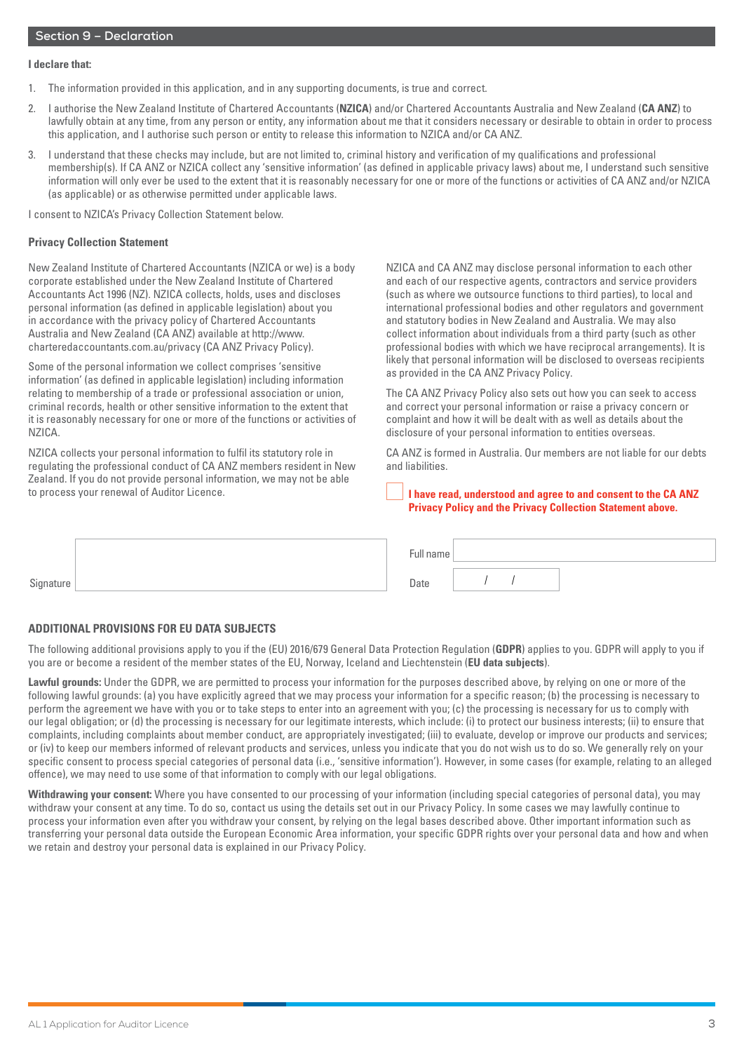## Section 9 – Declaration

**I declare that:**

1. The information provided in this application, and in any supporting documents, is true and correct.
2. I authorise the New Zealand Institute of Chartered Accountants (**NZICA**) and/or Chartered Accountants Australia and New Zealand (**CA ANZ**) to lawfully obtain at any time, from any person or entity, any information about me that it considers necessary or desirable to obtain in order to process this application, and I authorise such person or entity to release this information to NZICA and/or CA ANZ.
3. I understand that these checks may include, but are not limited to, criminal history and verification of my qualifications and professional membership(s). If CA ANZ or NZICA collect any 'sensitive information' (as defined in applicable privacy laws) about me, I understand such sensitive information will only ever be used to the extent that it is reasonably necessary for one or more of the functions or activities of CA ANZ and/or NZICA (as applicable) or as otherwise permitted under applicable laws.

I consent to NZICA's Privacy Collection Statement below.

### Privacy Collection Statement

New Zealand Institute of Chartered Accountants (NZICA or we) is a body corporate established under the New Zealand Institute of Chartered Accountants Act 1996 (NZ). NZICA collects, holds, uses and discloses personal information (as defined in applicable legislation) about you in accordance with the privacy policy of Chartered Accountants Australia and New Zealand (CA ANZ) available at http://www.charteredaccountants.com.au/privacy (CA ANZ Privacy Policy).

Some of the personal information we collect comprises 'sensitive information' (as defined in applicable legislation) including information relating to membership of a trade or professional association or union, criminal records, health or other sensitive information to the extent that it is reasonably necessary for one or more of the functions or activities of NZICA.

NZICA collects your personal information to fulfil its statutory role in regulating the professional conduct of CA ANZ members resident in New Zealand. If you do not provide personal information, we may not be able to process your renewal of Auditor Licence.

NZICA and CA ANZ may disclose personal information to each other and each of our respective agents, contractors and service providers (such as where we outsource functions to third parties), to local and international professional bodies and other regulators and government and statutory bodies in New Zealand and Australia. We may also collect information about individuals from a third party (such as other professional bodies with which we have reciprocal arrangements). It is likely that personal information will be disclosed to overseas recipients as provided in the CA ANZ Privacy Policy.

The CA ANZ Privacy Policy also sets out how you can seek to access and correct your personal information or raise a privacy concern or complaint and how it will be dealt with as well as details about the disclosure of your personal information to entities overseas.

CA ANZ is formed in Australia. Our members are not liable for our debts and liabilities.

☐ **I have read, understood and agree to and consent to the CA ANZ Privacy Policy and the Privacy Collection Statement above.**

Signature: ______________________

Full name: ______________________

Date: &nbsp;&nbsp;&nbsp; / &nbsp;&nbsp;&nbsp; /

### ADDITIONAL PROVISIONS FOR EU DATA SUBJECTS

The following additional provisions apply to you if the (EU) 2016/679 General Data Protection Regulation (**GDPR**) applies to you. GDPR will apply to you if you are or become a resident of the member states of the EU, Norway, Iceland and Liechtenstein (**EU data subjects**).

**Lawful grounds:** Under the GDPR, we are permitted to process your information for the purposes described above, by relying on one or more of the following lawful grounds: (a) you have explicitly agreed that we may process your information for a specific reason; (b) the processing is necessary to perform the agreement we have with you or to take steps to enter into an agreement with you; (c) the processing is necessary for us to comply with our legal obligation; or (d) the processing is necessary for our legitimate interests, which include: (i) to protect our business interests; (ii) to ensure that complaints, including complaints about member conduct, are appropriately investigated; (iii) to evaluate, develop or improve our products and services; or (iv) to keep our members informed of relevant products and services, unless you indicate that you do not wish us to do so. We generally rely on your specific consent to process special categories of personal data (i.e., 'sensitive information'). However, in some cases (for example, relating to an alleged offence), we may need to use some of that information to comply with our legal obligations.

**Withdrawing your consent:** Where you have consented to our processing of your information (including special categories of personal data), you may withdraw your consent at any time. To do so, contact us using the details set out in our Privacy Policy. In some cases we may lawfully continue to process your information even after you withdraw your consent, by relying on the legal bases described above. Other important information such as transferring your personal data outside the European Economic Area information, your specific GDPR rights over your personal data and how and when we retain and destroy your personal data is explained in our Privacy Policy.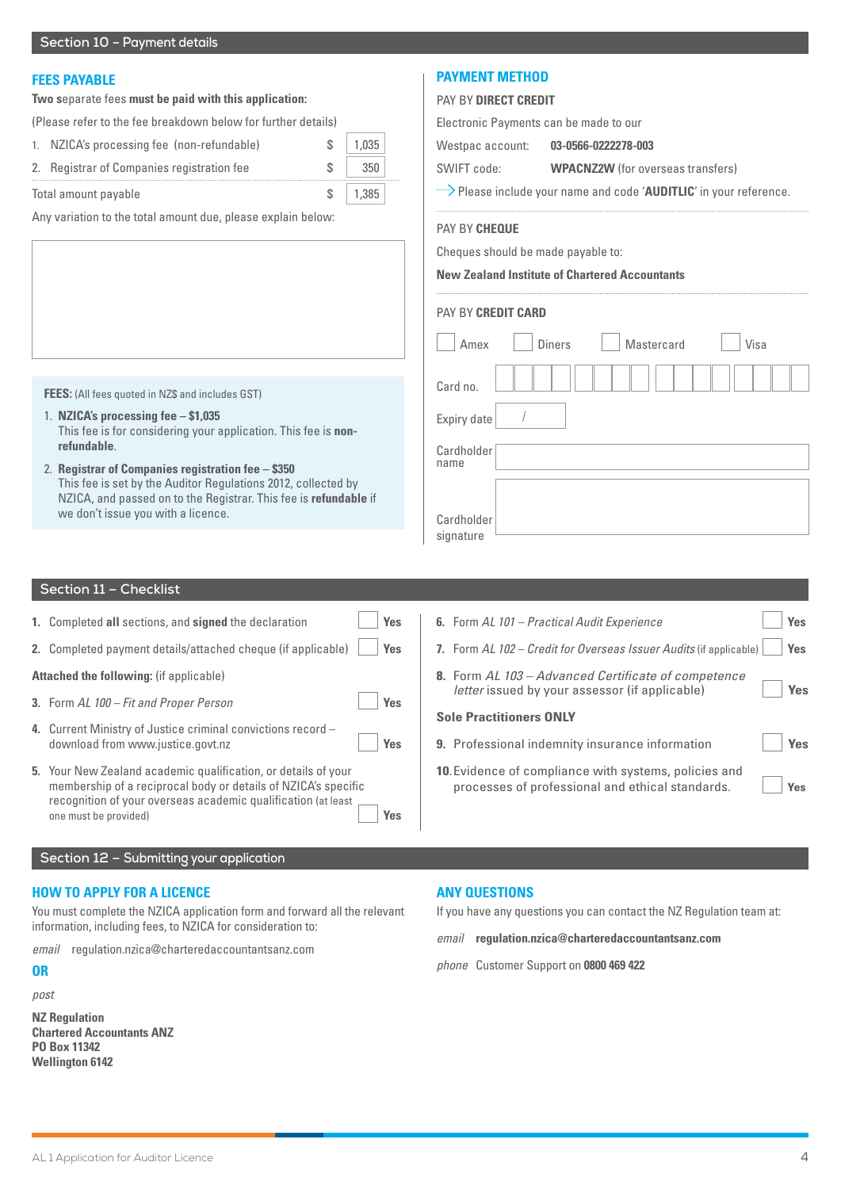## Section 10 – Payment details

### FEES PAYABLE

**Two** separate fees **must be paid with this application:**

(Please refer to the fee breakdown below for further details)

| | | |
|---|---|---|
| 1. NZICA's processing fee (non-refundable) | $ | 1,035 |
| 2. Registrar of Companies registration fee | $ | 350 |
| Total amount payable | $ | 1,385 |

Any variation to the total amount due, please explain below:

**FEES:** (All fees quoted in NZ$ and includes GST)

1. **NZICA's processing fee – $1,035**
   This fee is for considering your application. This fee is **non-refundable**.
2. **Registrar of Companies registration fee – $350**
   This fee is set by the Auditor Regulations 2012, collected by NZICA, and passed on to the Registrar. This fee is **refundable** if we don't issue you with a licence.

### PAYMENT METHOD

PAY BY **DIRECT CREDIT**

Electronic Payments can be made to our

Westpac account: **03-0566-0222278-003**

SWIFT code: **WPACNZ2W** (for overseas transfers)

Please include your name and code '**AUDITLIC**' in your reference.

PAY BY **CHEQUE**

Cheques should be made payable to:

**New Zealand Institute of Chartered Accountants**

PAY BY **CREDIT CARD**

☐ Amex ☐ Diners ☐ Mastercard ☐ Visa

Card no.

Expiry date /

Cardholder name

Cardholder signature

## Section 11 – Checklist

1. Completed **all** sections, and **signed** the declaration ☐ Yes
2. Completed payment details/attached cheque (if applicable) ☐ Yes

**Attached the following:** (if applicable)

3. Form *AL 100 – Fit and Proper Person* ☐ Yes
4. Current Ministry of Justice criminal convictions record – download from www.justice.govt.nz ☐ Yes
5. Your New Zealand academic qualification, or details of your membership of a reciprocal body or details of NZICA's specific recognition of your overseas academic qualification (at least one must be provided) ☐ Yes
6. Form *AL 101 – Practical Audit Experience* ☐ Yes
7. Form *AL 102 – Credit for Overseas Issuer Audits* (if applicable) ☐ Yes
8. Form *AL 103 – Advanced Certificate of competence letter* issued by your assessor (if applicable) ☐ Yes

**Sole Practitioners ONLY**

9. Professional indemnity insurance information ☐ Yes
10. Evidence of compliance with systems, policies and processes of professional and ethical standards. ☐ Yes

## Section 12 – Submitting your application

### HOW TO APPLY FOR A LICENCE

You must complete the NZICA application form and forward all the relevant information, including fees, to NZICA for consideration to:

*email* regulation.nzica@charteredaccountantsanz.com

**OR**

*post*

**NZ Regulation**
**Chartered Accountants ANZ**
**PO Box 11342**
**Wellington 6142**

### ANY QUESTIONS

If you have any questions you can contact the NZ Regulation team at:

*email* **regulation.nzica@charteredaccountantsanz.com**

*phone* Customer Support on **0800 469 422**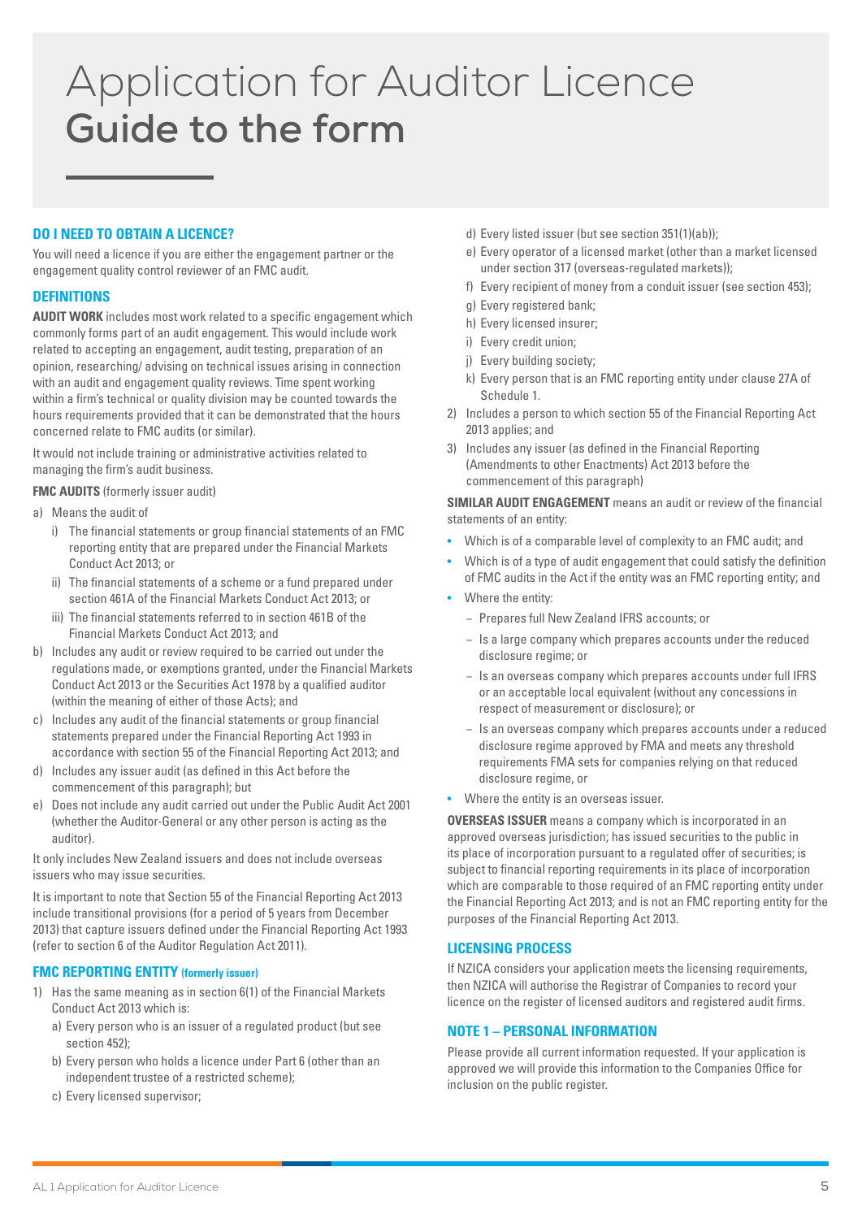# Application for Auditor Licence
# Guide to the form

## DO I NEED TO OBTAIN A LICENCE?

You will need a licence if you are either the engagement partner or the engagement quality control reviewer of an FMC audit.

## DEFINITIONS

**AUDIT WORK** includes most work related to a specific engagement which commonly forms part of an audit engagement. This would include work related to accepting an engagement, audit testing, preparation of an opinion, researching/ advising on technical issues arising in connection with an audit and engagement quality reviews. Time spent working within a firm's technical or quality division may be counted towards the hours requirements provided that it can be demonstrated that the hours concerned relate to FMC audits (or similar).

It would not include training or administrative activities related to managing the firm's audit business.

**FMC AUDITS** (formerly issuer audit)

a) Means the audit of
   i) The financial statements or group financial statements of an FMC reporting entity that are prepared under the Financial Markets Conduct Act 2013; or
   ii) The financial statements of a scheme or a fund prepared under section 461A of the Financial Markets Conduct Act 2013; or
   iii) The financial statements referred to in section 461B of the Financial Markets Conduct Act 2013; and
b) Includes any audit or review required to be carried out under the regulations made, or exemptions granted, under the Financial Markets Conduct Act 2013 or the Securities Act 1978 by a qualified auditor (within the meaning of either of those Acts); and
c) Includes any audit of the financial statements or group financial statements prepared under the Financial Reporting Act 1993 in accordance with section 55 of the Financial Reporting Act 2013; and
d) Includes any issuer audit (as defined in this Act before the commencement of this paragraph); but
e) Does not include any audit carried out under the Public Audit Act 2001 (whether the Auditor-General or any other person is acting as the auditor).

It only includes New Zealand issuers and does not include overseas issuers who may issue securities.

It is important to note that Section 55 of the Financial Reporting Act 2013 include transitional provisions (for a period of 5 years from December 2013) that capture issuers defined under the Financial Reporting Act 1993 (refer to section 6 of the Auditor Regulation Act 2011).

## FMC REPORTING ENTITY (formerly issuer)

1) Has the same meaning as in section 6(1) of the Financial Markets Conduct Act 2013 which is:
   a) Every person who is an issuer of a regulated product (but see section 452);
   b) Every person who holds a licence under Part 6 (other than an independent trustee of a restricted scheme);
   c) Every licensed supervisor;
   d) Every listed issuer (but see section 351(1)(ab));
   e) Every operator of a licensed market (other than a market licensed under section 317 (overseas-regulated markets));
   f) Every recipient of money from a conduit issuer (see section 453);
   g) Every registered bank;
   h) Every licensed insurer;
   i) Every credit union;
   j) Every building society;
   k) Every person that is an FMC reporting entity under clause 27A of Schedule 1.
2) Includes a person to which section 55 of the Financial Reporting Act 2013 applies; and
3) Includes any issuer (as defined in the Financial Reporting (Amendments to other Enactments) Act 2013 before the commencement of this paragraph)

**SIMILAR AUDIT ENGAGEMENT** means an audit or review of the financial statements of an entity:

- Which is of a comparable level of complexity to an FMC audit; and
- Which is of a type of audit engagement that could satisfy the definition of FMC audits in the Act if the entity was an FMC reporting entity; and
- Where the entity:
  - Prepares full New Zealand IFRS accounts; or
  - Is a large company which prepares accounts under the reduced disclosure regime; or
  - Is an overseas company which prepares accounts under full IFRS or an acceptable local equivalent (without any concessions in respect of measurement or disclosure); or
  - Is an overseas company which prepares accounts under a reduced disclosure regime approved by FMA and meets any threshold requirements FMA sets for companies relying on that reduced disclosure regime, or
- Where the entity is an overseas issuer.

**OVERSEAS ISSUER** means a company which is incorporated in an approved overseas jurisdiction; has issued securities to the public in its place of incorporation pursuant to a regulated offer of securities; is subject to financial reporting requirements in its place of incorporation which are comparable to those required of an FMC reporting entity under the Financial Reporting Act 2013; and is not an FMC reporting entity for the purposes of the Financial Reporting Act 2013.

## LICENSING PROCESS

If NZICA considers your application meets the licensing requirements, then NZICA will authorise the Registrar of Companies to record your licence on the register of licensed auditors and registered audit firms.

## NOTE 1 – PERSONAL INFORMATION

Please provide all current information requested. If your application is approved we will provide this information to the Companies Office for inclusion on the public register.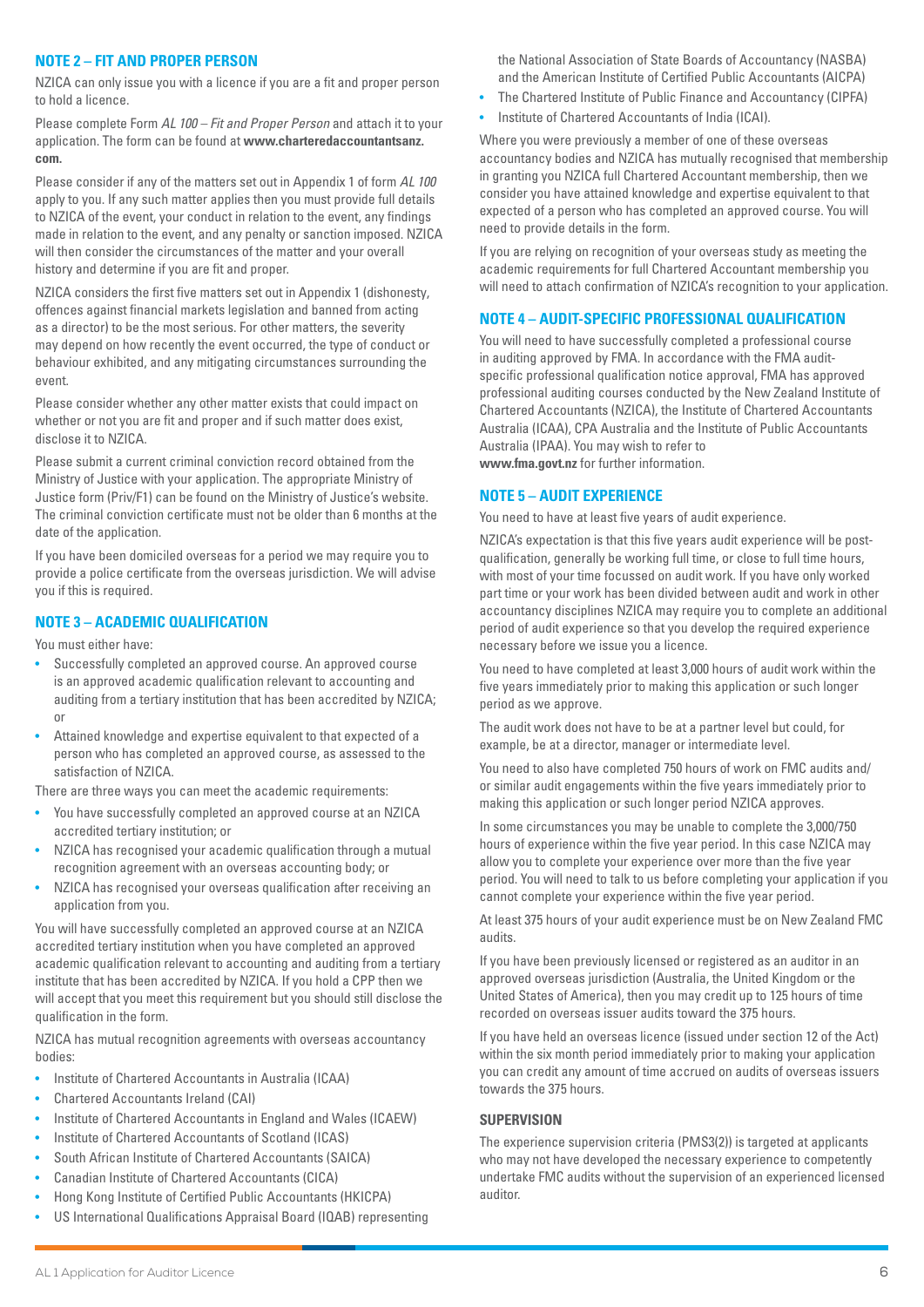## NOTE 2 – FIT AND PROPER PERSON

NZICA can only issue you with a licence if you are a fit and proper person to hold a licence.

Please complete Form *AL 100 – Fit and Proper Person* and attach it to your application. The form can be found at **www.charteredaccountantsanz.com.**

Please consider if any of the matters set out in Appendix 1 of form *AL 100* apply to you. If any such matter applies then you must provide full details to NZICA of the event, your conduct in relation to the event, any findings made in relation to the event, and any penalty or sanction imposed. NZICA will then consider the circumstances of the matter and your overall history and determine if you are fit and proper.

NZICA considers the first five matters set out in Appendix 1 (dishonesty, offences against financial markets legislation and banned from acting as a director) to be the most serious. For other matters, the severity may depend on how recently the event occurred, the type of conduct or behaviour exhibited, and any mitigating circumstances surrounding the event.

Please consider whether any other matter exists that could impact on whether or not you are fit and proper and if such matter does exist, disclose it to NZICA.

Please submit a current criminal conviction record obtained from the Ministry of Justice with your application. The appropriate Ministry of Justice form (Priv/F1) can be found on the Ministry of Justice's website. The criminal conviction certificate must not be older than 6 months at the date of the application.

If you have been domiciled overseas for a period we may require you to provide a police certificate from the overseas jurisdiction. We will advise you if this is required.

## NOTE 3 – ACADEMIC QUALIFICATION

You must either have:

- Successfully completed an approved course. An approved course is an approved academic qualification relevant to accounting and auditing from a tertiary institution that has been accredited by NZICA; or
- Attained knowledge and expertise equivalent to that expected of a person who has completed an approved course, as assessed to the satisfaction of NZICA.

There are three ways you can meet the academic requirements:

- You have successfully completed an approved course at an NZICA accredited tertiary institution; or
- NZICA has recognised your academic qualification through a mutual recognition agreement with an overseas accounting body; or
- NZICA has recognised your overseas qualification after receiving an application from you.

You will have successfully completed an approved course at an NZICA accredited tertiary institution when you have completed an approved academic qualification relevant to accounting and auditing from a tertiary institute that has been accredited by NZICA. If you hold a CPP then we will accept that you meet this requirement but you should still disclose the qualification in the form.

NZICA has mutual recognition agreements with overseas accountancy bodies:

- Institute of Chartered Accountants in Australia (ICAA)
- Chartered Accountants Ireland (CAI)
- Institute of Chartered Accountants in England and Wales (ICAEW)
- Institute of Chartered Accountants of Scotland (ICAS)
- South African Institute of Chartered Accountants (SAICA)
- Canadian Institute of Chartered Accountants (CICA)
- Hong Kong Institute of Certified Public Accountants (HKICPA)
- US International Qualifications Appraisal Board (IQAB) representing the National Association of State Boards of Accountancy (NASBA) and the American Institute of Certified Public Accountants (AICPA)
- The Chartered Institute of Public Finance and Accountancy (CIPFA)
- Institute of Chartered Accountants of India (ICAI).

Where you were previously a member of one of these overseas accountancy bodies and NZICA has mutually recognised that membership in granting you NZICA full Chartered Accountant membership, then we consider you have attained knowledge and expertise equivalent to that expected of a person who has completed an approved course. You will need to provide details in the form.

If you are relying on recognition of your overseas study as meeting the academic requirements for full Chartered Accountant membership you will need to attach confirmation of NZICA's recognition to your application.

## NOTE 4 – AUDIT-SPECIFIC PROFESSIONAL QUALIFICATION

You will need to have successfully completed a professional course in auditing approved by FMA. In accordance with the FMA audit-specific professional qualification notice approval, FMA has approved professional auditing courses conducted by the New Zealand Institute of Chartered Accountants (NZICA), the Institute of Chartered Accountants Australia (ICAA), CPA Australia and the Institute of Public Accountants Australia (IPAA). You may wish to refer to **www.fma.govt.nz** for further information.

## NOTE 5 – AUDIT EXPERIENCE

You need to have at least five years of audit experience.

NZICA's expectation is that this five years audit experience will be post-qualification, generally be working full time, or close to full time hours, with most of your time focussed on audit work. If you have only worked part time or your work has been divided between audit and work in other accountancy disciplines NZICA may require you to complete an additional period of audit experience so that you develop the required experience necessary before we issue you a licence.

You need to have completed at least 3,000 hours of audit work within the five years immediately prior to making this application or such longer period as we approve.

The audit work does not have to be at a partner level but could, for example, be at a director, manager or intermediate level.

You need to also have completed 750 hours of work on FMC audits and/or similar audit engagements within the five years immediately prior to making this application or such longer period NZICA approves.

In some circumstances you may be unable to complete the 3,000/750 hours of experience within the five year period. In this case NZICA may allow you to complete your experience over more than the five year period. You will need to talk to us before completing your application if you cannot complete your experience within the five year period.

At least 375 hours of your audit experience must be on New Zealand FMC audits.

If you have been previously licensed or registered as an auditor in an approved overseas jurisdiction (Australia, the United Kingdom or the United States of America), then you may credit up to 125 hours of time recorded on overseas issuer audits toward the 375 hours.

If you have held an overseas licence (issued under section 12 of the Act) within the six month period immediately prior to making your application you can credit any amount of time accrued on audits of overseas issuers towards the 375 hours.

### SUPERVISION

The experience supervision criteria (PMS3(2)) is targeted at applicants who may not have developed the necessary experience to competently undertake FMC audits without the supervision of an experienced licensed auditor.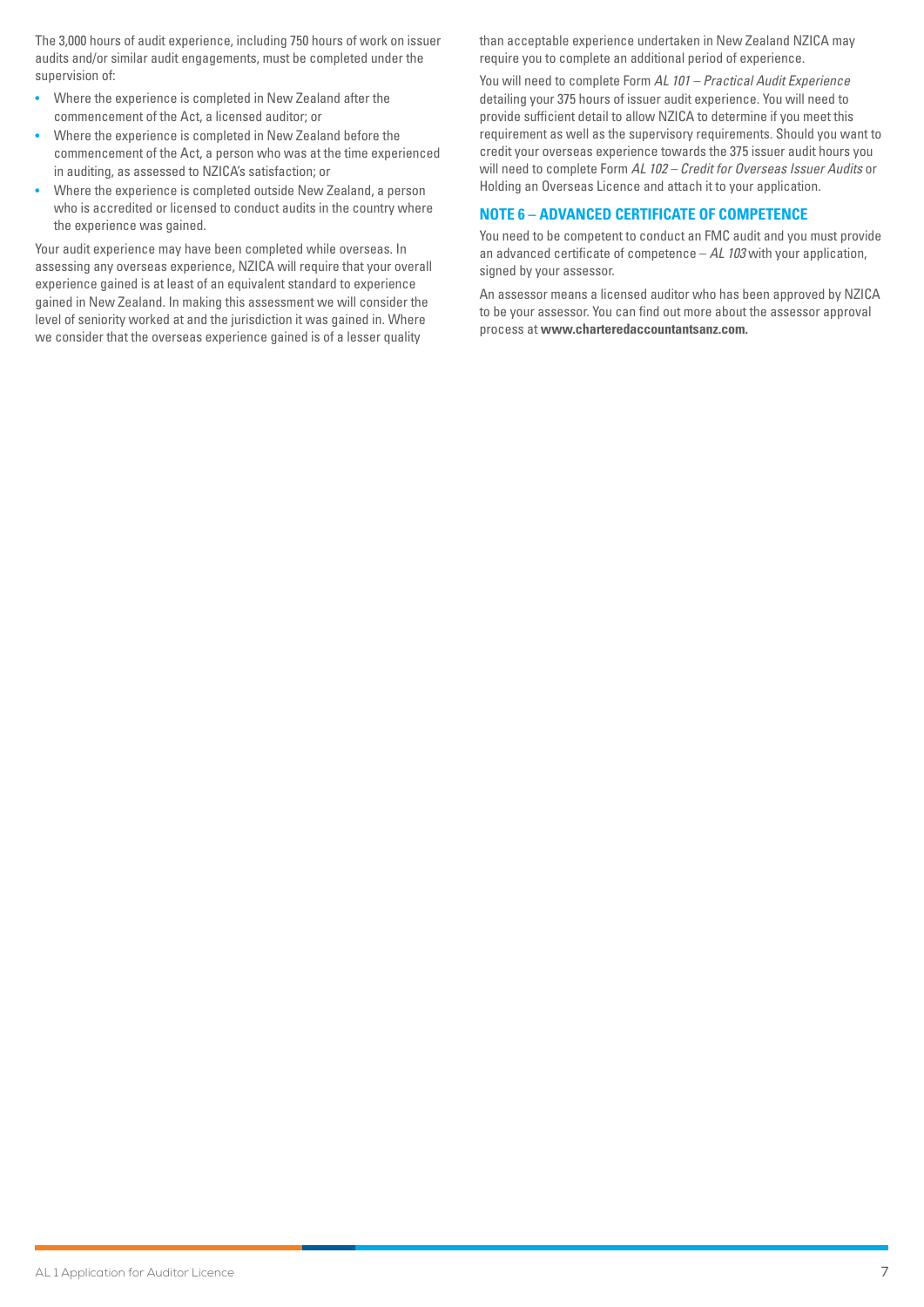The 3,000 hours of audit experience, including 750 hours of work on issuer audits and/or similar audit engagements, must be completed under the supervision of:

- Where the experience is completed in New Zealand after the commencement of the Act, a licensed auditor; or
- Where the experience is completed in New Zealand before the commencement of the Act, a person who was at the time experienced in auditing, as assessed to NZICA's satisfaction; or
- Where the experience is completed outside New Zealand, a person who is accredited or licensed to conduct audits in the country where the experience was gained.

Your audit experience may have been completed while overseas. In assessing any overseas experience, NZICA will require that your overall experience gained is at least of an equivalent standard to experience gained in New Zealand. In making this assessment we will consider the level of seniority worked at and the jurisdiction it was gained in. Where we consider that the overseas experience gained is of a lesser quality than acceptable experience undertaken in New Zealand NZICA may require you to complete an additional period of experience.

You will need to complete Form *AL 101 – Practical Audit Experience* detailing your 375 hours of issuer audit experience. You will need to provide sufficient detail to allow NZICA to determine if you meet this requirement as well as the supervisory requirements. Should you want to credit your overseas experience towards the 375 issuer audit hours you will need to complete Form *AL 102 – Credit for Overseas Issuer Audits* or Holding an Overseas Licence and attach it to your application.

## NOTE 6 – ADVANCED CERTIFICATE OF COMPETENCE

You need to be competent to conduct an FMC audit and you must provide an advanced certificate of competence – *AL 103* with your application, signed by your assessor.

An assessor means a licensed auditor who has been approved by NZICA to be your assessor. You can find out more about the assessor approval process at **www.charteredaccountantsanz.com.**